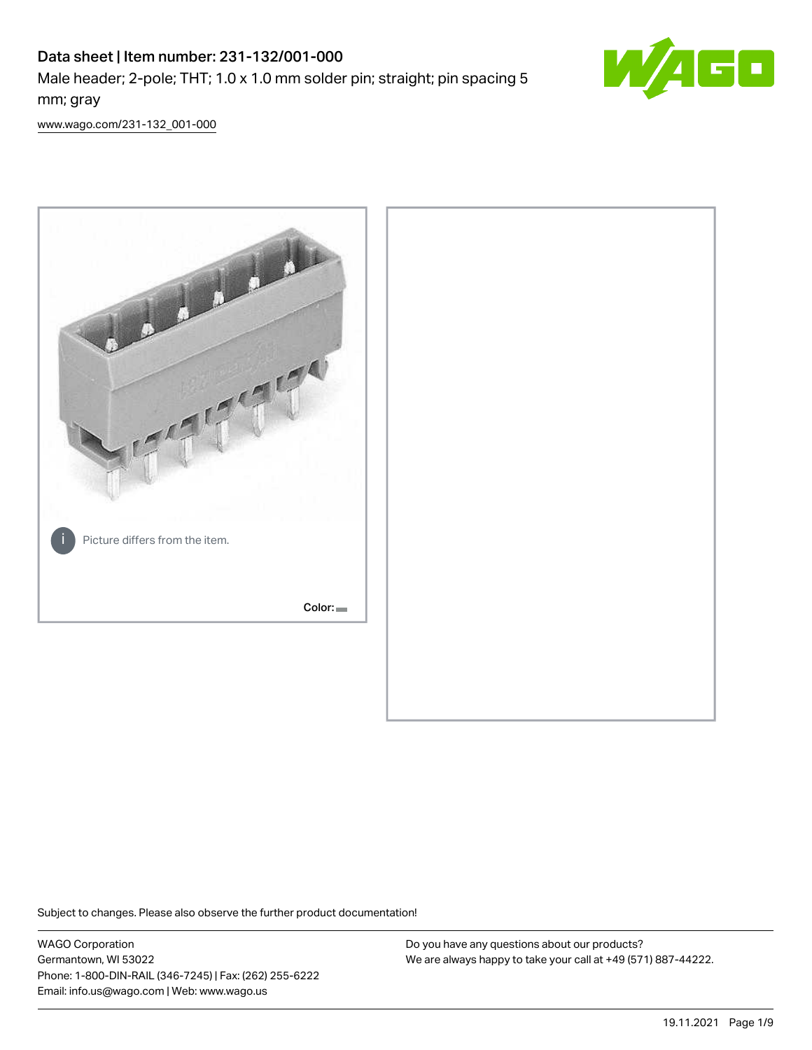# Data sheet | Item number: 231-132/001-000

Male header; 2-pole; THT; 1.0 x 1.0 mm solder pin; straight; pin spacing 5 mm; gray

www.wago.com/231-132_001-000

Picture differs from the item.

Color:

Subject to changes. Please also observe the further product documentation!

WAGO Corporation
Germantown, WI 53022
Phone: 1-800-DIN-RAIL (346-7245) | Fax: (262) 255-6222
Email: info.us@wago.com | Web: www.wago.us

Do you have any questions about our products?
We are always happy to take your call at +49 (571) 887-44222.

19.11.2021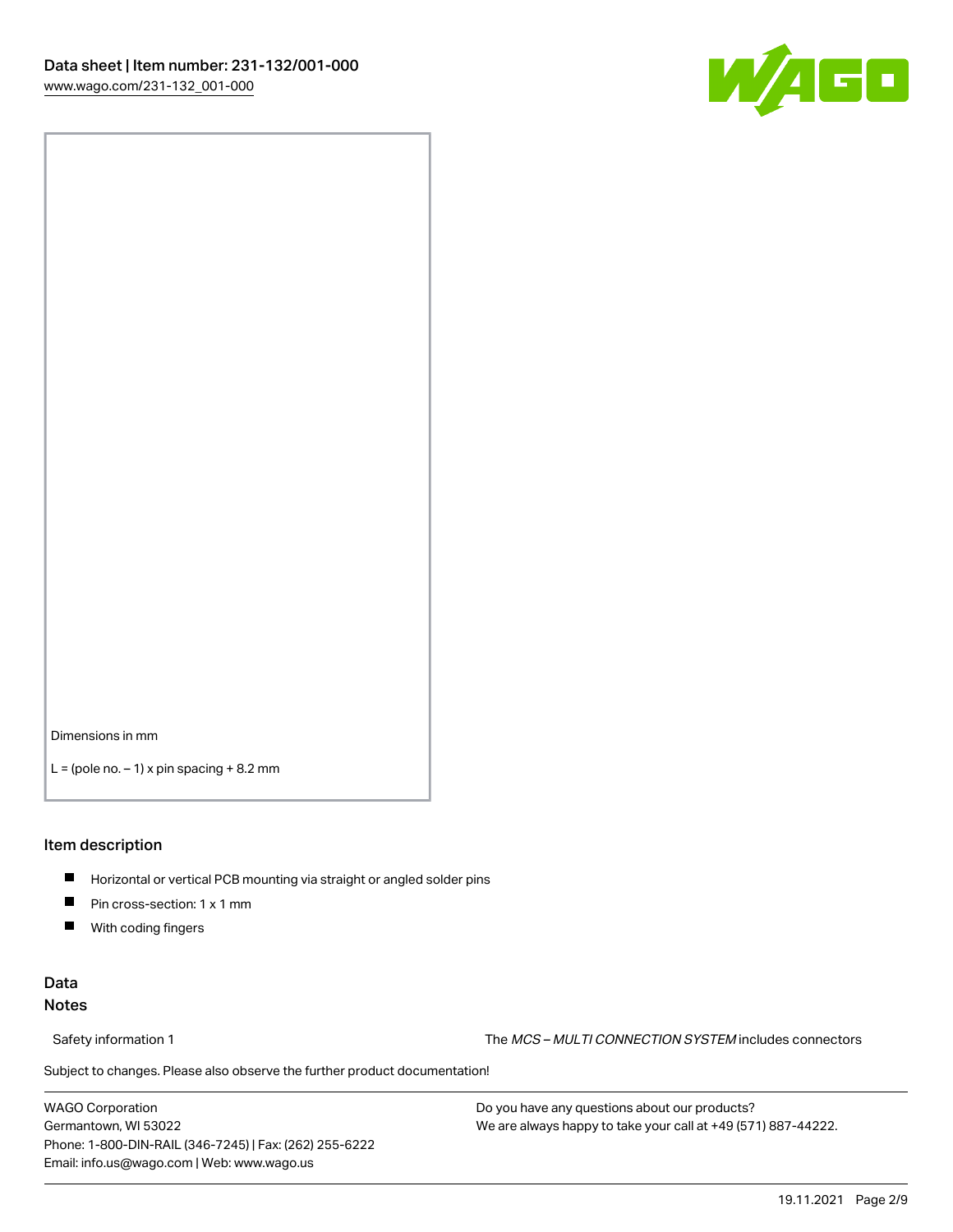Dimensions in mm

L = (pole no. – 1) x pin spacing + 8.2 mm

## Item description

- Horizontal or vertical PCB mounting via straight or angled solder pins
- Pin cross-section: 1 x 1 mm
- With coding fingers

## Data

### Notes

Safety information 1 — The *MCS – MULTI CONNECTION SYSTEM* includes connectors

Subject to changes. Please also observe the further product documentation!

WAGO Corporation
Germantown, WI 53022
Phone: 1-800-DIN-RAIL (346-7245) | Fax: (262) 255-6222
Email: info.us@wago.com | Web: www.wago.us

Do you have any questions about our products?
We are always happy to take your call at +49 (571) 887-44222.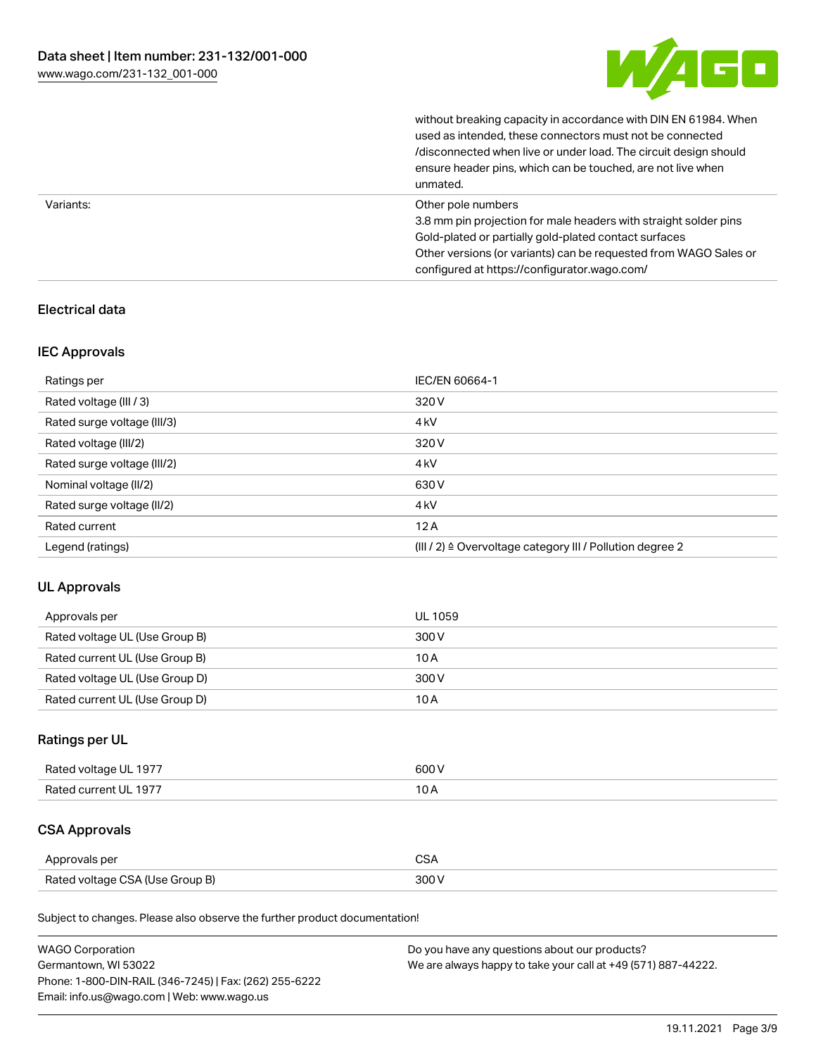| | |
|---|---|
| | without breaking capacity in accordance with DIN EN 61984. When used as intended, these connectors must not be connected /disconnected when live or under load. The circuit design should ensure header pins, which can be touched, are not live when unmated. |
| Variants: | Other pole numbers<br>3.8 mm pin projection for male headers with straight solder pins<br>Gold-plated or partially gold-plated contact surfaces<br>Other versions (or variants) can be requested from WAGO Sales or configured at https://configurator.wago.com/ |

## Electrical data

### IEC Approvals

| | |
|---|---|
| Ratings per | IEC/EN 60664-1 |
| Rated voltage (III / 3) | 320 V |
| Rated surge voltage (III/3) | 4 kV |
| Rated voltage (III/2) | 320 V |
| Rated surge voltage (III/2) | 4 kV |
| Nominal voltage (II/2) | 630 V |
| Rated surge voltage (II/2) | 4 kV |
| Rated current | 12 A |
| Legend (ratings) | (III / 2) ≙ Overvoltage category III / Pollution degree 2 |

### UL Approvals

| | |
|---|---|
| Approvals per | UL 1059 |
| Rated voltage UL (Use Group B) | 300 V |
| Rated current UL (Use Group B) | 10 A |
| Rated voltage UL (Use Group D) | 300 V |
| Rated current UL (Use Group D) | 10 A |

### Ratings per UL

| | |
|---|---|
| Rated voltage UL 1977 | 600 V |
| Rated current UL 1977 | 10 A |

### CSA Approvals

| | |
|---|---|
| Approvals per | CSA |
| Rated voltage CSA (Use Group B) | 300 V |

Subject to changes. Please also observe the further product documentation!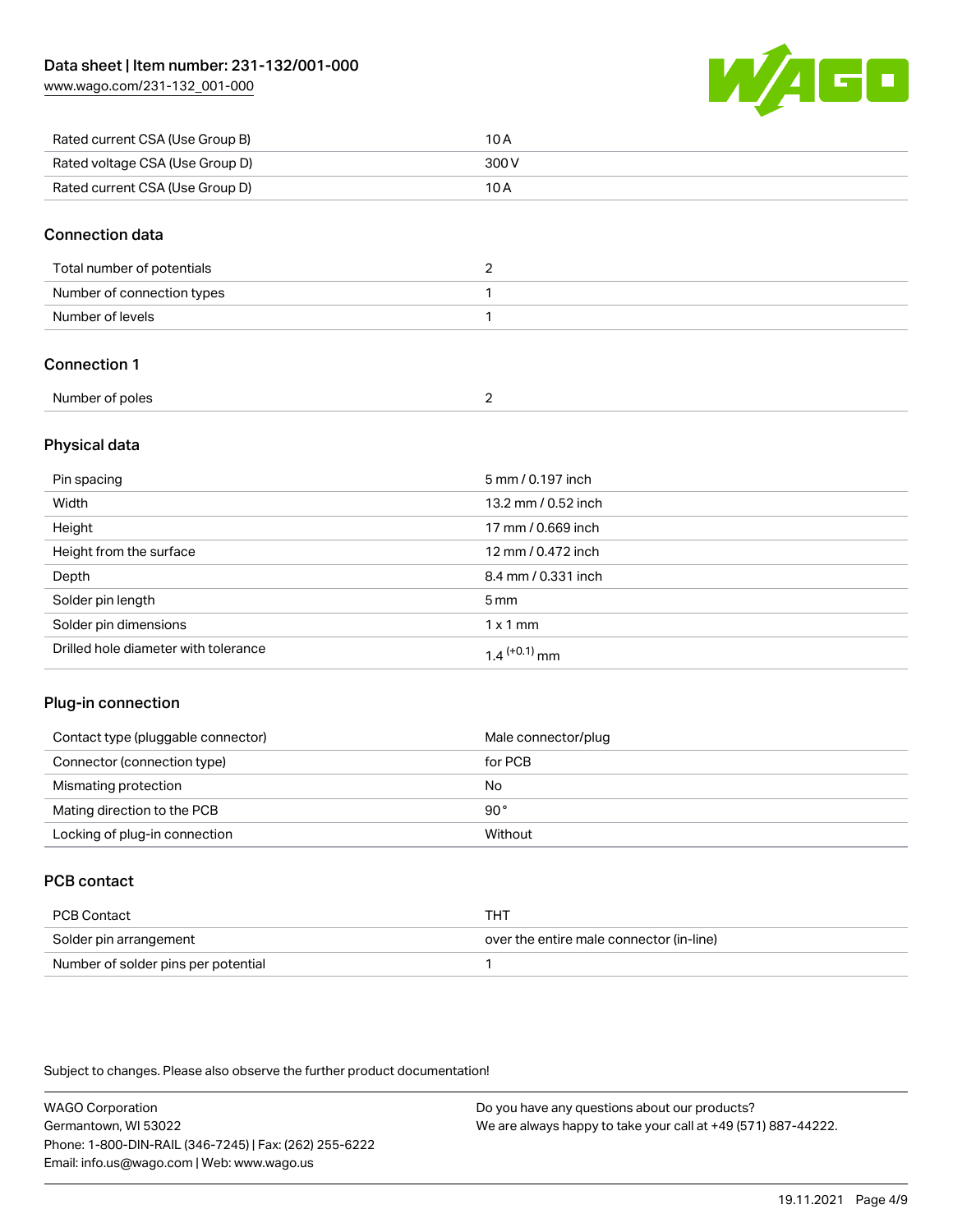| Rated current CSA (Use Group B) | 10 A |
| --- | --- |
| Rated voltage CSA (Use Group D) | 300 V |
| Rated current CSA (Use Group D) | 10 A |

## Connection data

| Total number of potentials | 2 |
| --- | --- |
| Number of connection types | 1 |
| Number of levels | 1 |

## Connection 1

| Number of poles | 2 |
| --- | --- |

## Physical data

| Pin spacing | 5 mm / 0.197 inch |
| --- | --- |
| Width | 13.2 mm / 0.52 inch |
| Height | 17 mm / 0.669 inch |
| Height from the surface | 12 mm / 0.472 inch |
| Depth | 8.4 mm / 0.331 inch |
| Solder pin length | 5 mm |
| Solder pin dimensions | 1 x 1 mm |
| Drilled hole diameter with tolerance | $1.4^{(+0.1)}$ mm |

## Plug-in connection

| Contact type (pluggable connector) | Male connector/plug |
| --- | --- |
| Connector (connection type) | for PCB |
| Mismating protection | No |
| Mating direction to the PCB | 90° |
| Locking of plug-in connection | Without |

## PCB contact

| PCB Contact | THT |
| --- | --- |
| Solder pin arrangement | over the entire male connector (in-line) |
| Number of solder pins per potential | 1 |

Subject to changes. Please also observe the further product documentation!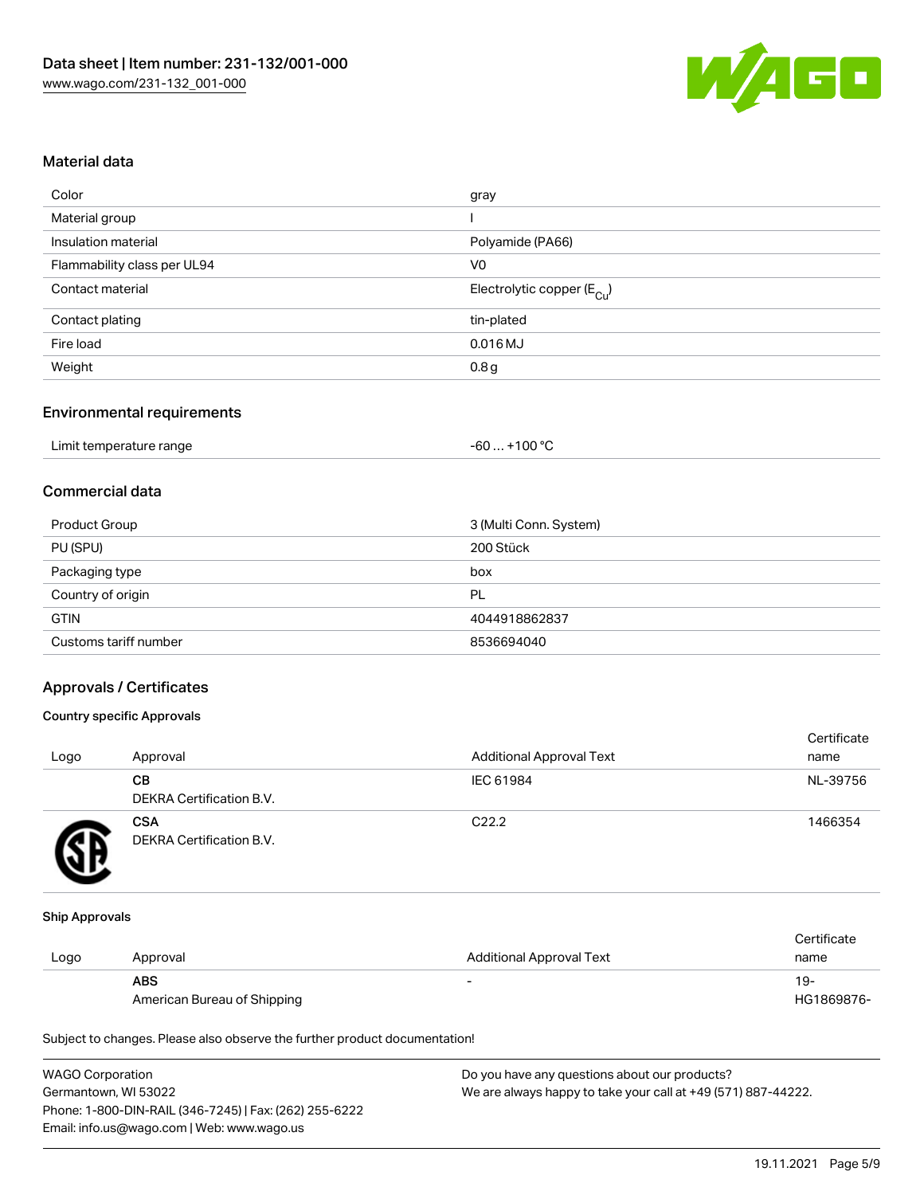## Material data

| Color | gray |
|---|---|
| Material group | I |
| Insulation material | Polyamide (PA66) |
| Flammability class per UL94 | V0 |
| Contact material | Electrolytic copper ($E_{Cu}$) |
| Contact plating | tin-plated |
| Fire load | 0.016 MJ |
| Weight | 0.8 g |

## Environmental requirements

| Limit temperature range | -60 … +100 °C |
|---|---|

## Commercial data

| Product Group | 3 (Multi Conn. System) |
|---|---|
| PU (SPU) | 200 Stück |
| Packaging type | box |
| Country of origin | PL |
| GTIN | 4044918862837 |
| Customs tariff number | 8536694040 |

## Approvals / Certificates

### Country specific Approvals

| Logo | Approval | Additional Approval Text | Certificate name |
|---|---|---|---|
| | **CB** DEKRA Certification B.V. | IEC 61984 | NL-39756 |
| | **CSA** DEKRA Certification B.V. | C22.2 | 1466354 |

### Ship Approvals

| Logo | Approval | Additional Approval Text | Certificate name |
|---|---|---|---|
| | **ABS** American Bureau of Shipping | - | 19-HG1869876- |

Subject to changes. Please also observe the further product documentation!

WAGO Corporation
Germantown, WI 53022
Phone: 1-800-DIN-RAIL (346-7245) | Fax: (262) 255-6222
Email: info.us@wago.com | Web: www.wago.us

Do you have any questions about our products?
We are always happy to take your call at +49 (571) 887-44222.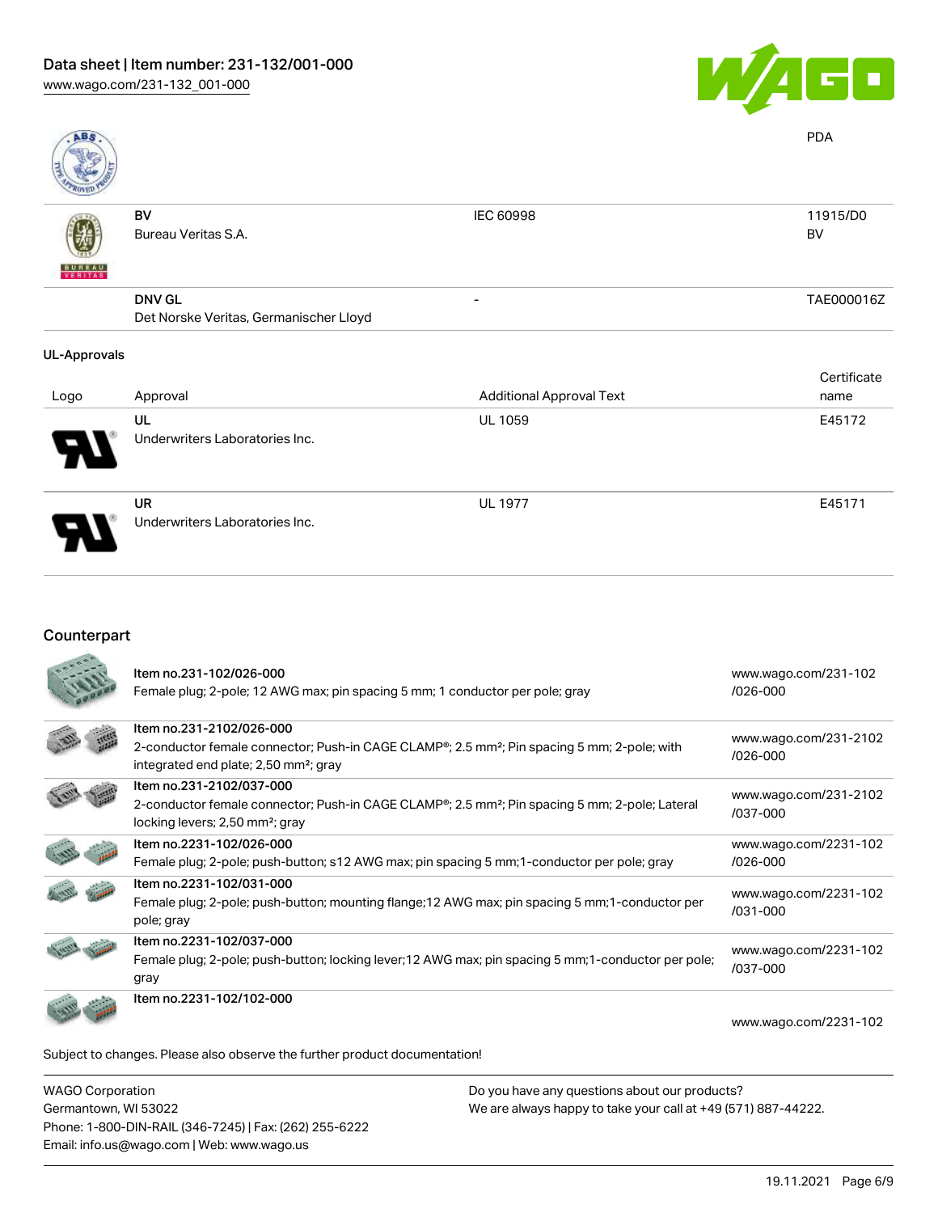| | | | PDA |
|---|---|---|---|
| | | | |
| | BV<br>Bureau Veritas S.A. | IEC 60998 | 11915/D0<br>BV |
| | DNV GL<br>Det Norske Veritas, Germanischer Lloyd | - | TAE000016Z |

**UL-Approvals**

| Logo | Approval | Additional Approval Text | Certificate name |
|---|---|---|---|
| | UL<br>Underwriters Laboratories Inc. | UL 1059 | E45172 |
| | UR<br>Underwriters Laboratories Inc. | UL 1977 | E45171 |

## Counterpart

| | | |
|---|---|---|
| | Item no.231-102/026-000<br>Female plug; 2-pole; 12 AWG max; pin spacing 5 mm; 1 conductor per pole; gray | www.wago.com/231-102/026-000 |
| | Item no.231-2102/026-000<br>2-conductor female connector; Push-in CAGE CLAMP®; 2.5 mm²; Pin spacing 5 mm; 2-pole; with integrated end plate; 2,50 mm²; gray | www.wago.com/231-2102/026-000 |
| | Item no.231-2102/037-000<br>2-conductor female connector; Push-in CAGE CLAMP®; 2.5 mm²; Pin spacing 5 mm; 2-pole; Lateral locking levers; 2,50 mm²; gray | www.wago.com/231-2102/037-000 |
| | Item no.2231-102/026-000<br>Female plug; 2-pole; push-button; s12 AWG max; pin spacing 5 mm;1-conductor per pole; gray | www.wago.com/2231-102/026-000 |
| | Item no.2231-102/031-000<br>Female plug; 2-pole; push-button; mounting flange;12 AWG max; pin spacing 5 mm;1-conductor per pole; gray | www.wago.com/2231-102/031-000 |
| | Item no.2231-102/037-000<br>Female plug; 2-pole; push-button; locking lever;12 AWG max; pin spacing 5 mm;1-conductor per pole; gray | www.wago.com/2231-102/037-000 |
| | Item no.2231-102/102-000 | www.wago.com/2231-102 |

Subject to changes. Please also observe the further product documentation!

WAGO Corporation
Germantown, WI 53022
Phone: 1-800-DIN-RAIL (346-7245) | Fax: (262) 255-6222
Email: info.us@wago.com | Web: www.wago.us

Do you have any questions about our products?
We are always happy to take your call at +49 (571) 887-44222.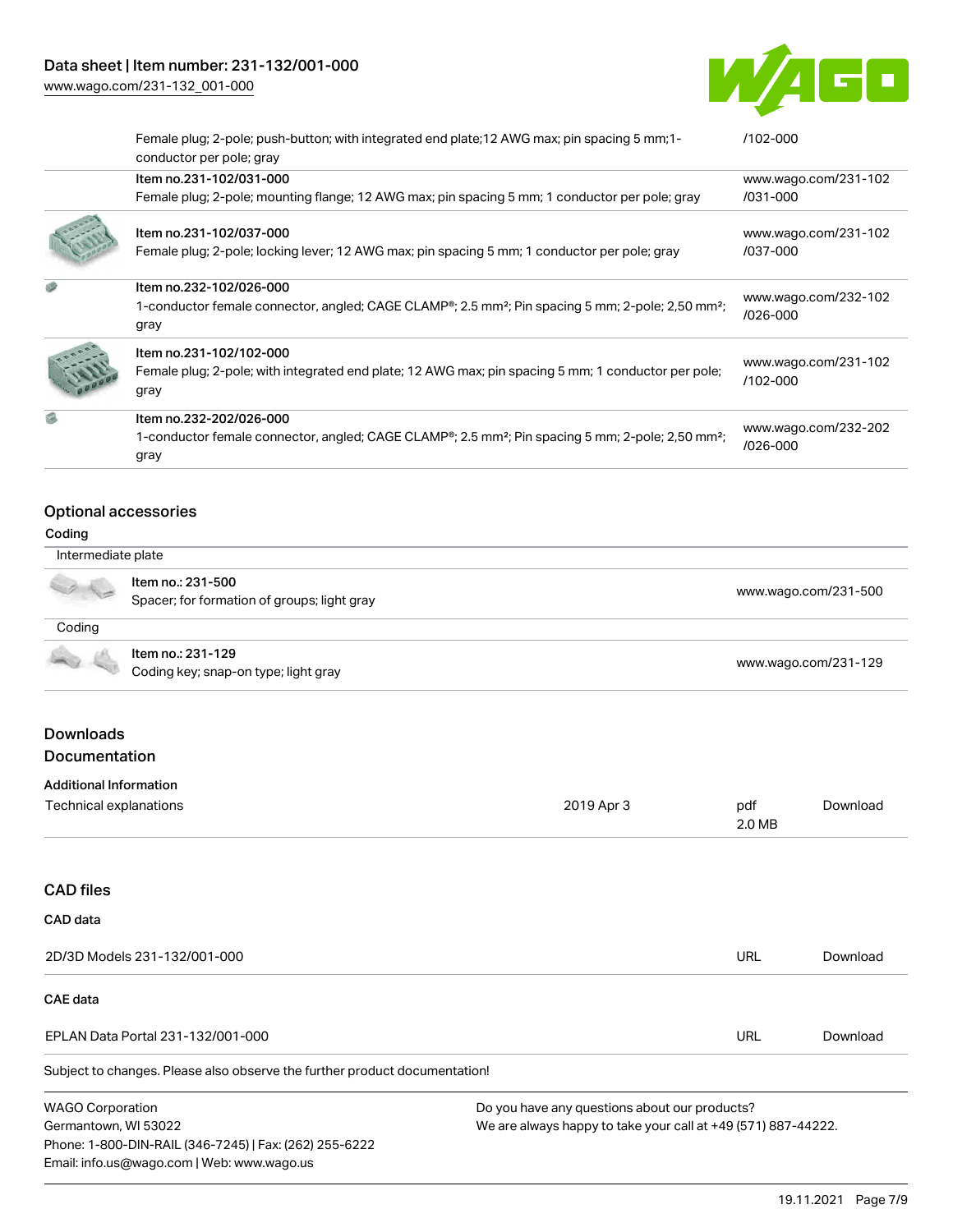| | | |
|---|---|---|
| | Female plug; 2-pole; push-button; with integrated end plate;12 AWG max; pin spacing 5 mm;1-conductor per pole; gray | /102-000 |
| | Item no.231-102/031-000<br>Female plug; 2-pole; mounting flange; 12 AWG max; pin spacing 5 mm; 1 conductor per pole; gray | www.wago.com/231-102/031-000 |
| | Item no.231-102/037-000<br>Female plug; 2-pole; locking lever; 12 AWG max; pin spacing 5 mm; 1 conductor per pole; gray | www.wago.com/231-102/037-000 |
| | Item no.232-102/026-000<br>1-conductor female connector, angled; CAGE CLAMP®; 2.5 mm²; Pin spacing 5 mm; 2-pole; 2,50 mm²; gray | www.wago.com/232-102/026-000 |
| | Item no.231-102/102-000<br>Female plug; 2-pole; with integrated end plate; 12 AWG max; pin spacing 5 mm; 1 conductor per pole; gray | www.wago.com/231-102/102-000 |
| | Item no.232-202/026-000<br>1-conductor female connector, angled; CAGE CLAMP®; 2.5 mm²; Pin spacing 5 mm; 2-pole; 2,50 mm²; gray | www.wago.com/232-202/026-000 |

## Optional accessories

### Coding

| Intermediate plate | | |
|---|---|---|
| | Item no.: 231-500<br>Spacer; for formation of groups; light gray | www.wago.com/231-500 |
| **Coding** | | |
| | Item no.: 231-129<br>Coding key; snap-on type; light gray | www.wago.com/231-129 |

## Downloads

### Documentation

**Additional Information**

| | | | |
|---|---|---|---|
| Technical explanations | 2019 Apr 3 | pdf<br>2.0 MB | Download |

### CAD files

**CAD data**

| | | |
|---|---|---|
| 2D/3D Models 231-132/001-000 | URL | Download |

**CAE data**

| | | |
|---|---|---|
| EPLAN Data Portal 231-132/001-000 | URL | Download |

Subject to changes. Please also observe the further product documentation!

WAGO Corporation
Germantown, WI 53022
Phone: 1-800-DIN-RAIL (346-7245) | Fax: (262) 255-6222
Email: info.us@wago.com | Web: www.wago.us

Do you have any questions about our products?
We are always happy to take your call at +49 (571) 887-44222.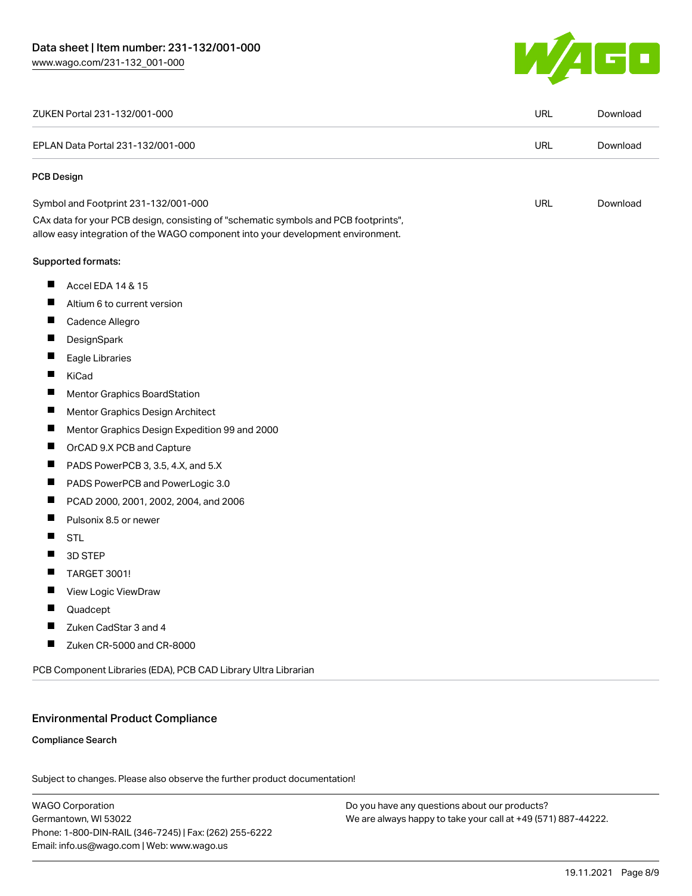| | | |
|---|---|---|
| ZUKEN Portal 231-132/001-000 | URL | Download |
| EPLAN Data Portal 231-132/001-000 | URL | Download |

**PCB Design**

| | | |
|---|---|---|
| Symbol and Footprint 231-132/001-000<br>CAx data for your PCB design, consisting of "schematic symbols and PCB footprints", allow easy integration of the WAGO component into your development environment. | URL | Download |

Supported formats:

- Accel EDA 14 & 15
- Altium 6 to current version
- Cadence Allegro
- DesignSpark
- Eagle Libraries
- KiCad
- Mentor Graphics BoardStation
- Mentor Graphics Design Architect
- Mentor Graphics Design Expedition 99 and 2000
- OrCAD 9.X PCB and Capture
- PADS PowerPCB 3, 3.5, 4.X, and 5.X
- PADS PowerPCB and PowerLogic 3.0
- PCAD 2000, 2001, 2002, 2004, and 2006
- Pulsonix 8.5 or newer
- STL
- 3D STEP
- TARGET 3001!
- View Logic ViewDraw
- Quadcept
- Zuken CadStar 3 and 4
- Zuken CR-5000 and CR-8000

PCB Component Libraries (EDA), PCB CAD Library Ultra Librarian

## Environmental Product Compliance

**Compliance Search**

Subject to changes. Please also observe the further product documentation!

WAGO Corporation
Germantown, WI 53022
Phone: 1-800-DIN-RAIL (346-7245) | Fax: (262) 255-6222
Email: info.us@wago.com | Web: www.wago.us

Do you have any questions about our products?
We are always happy to take your call at +49 (571) 887-44222.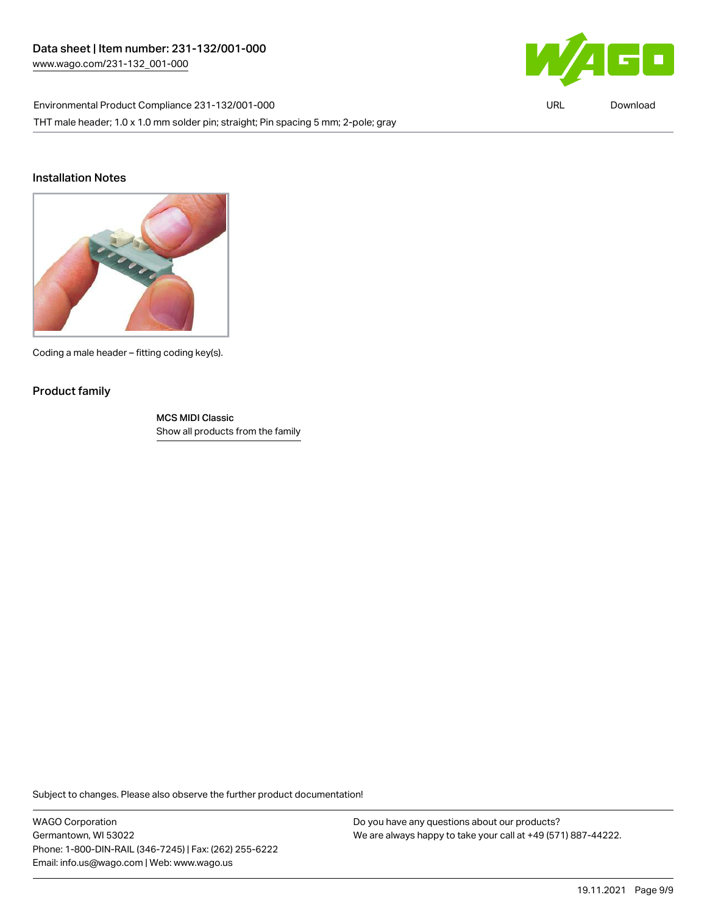Environmental Product Compliance 231-132/001-000 URL Download

THT male header; 1.0 x 1.0 mm solder pin; straight; Pin spacing 5 mm; 2-pole; gray

## Installation Notes

Coding a male header – fitting coding key(s).

## Product family

MCS MIDI Classic
Show all products from the family

Subject to changes. Please also observe the further product documentation!

WAGO Corporation
Germantown, WI 53022
Phone: 1-800-DIN-RAIL (346-7245) | Fax: (262) 255-6222
Email: info.us@wago.com | Web: www.wago.us

Do you have any questions about our products?
We are always happy to take your call at +49 (571) 887-44222.

19.11.2021